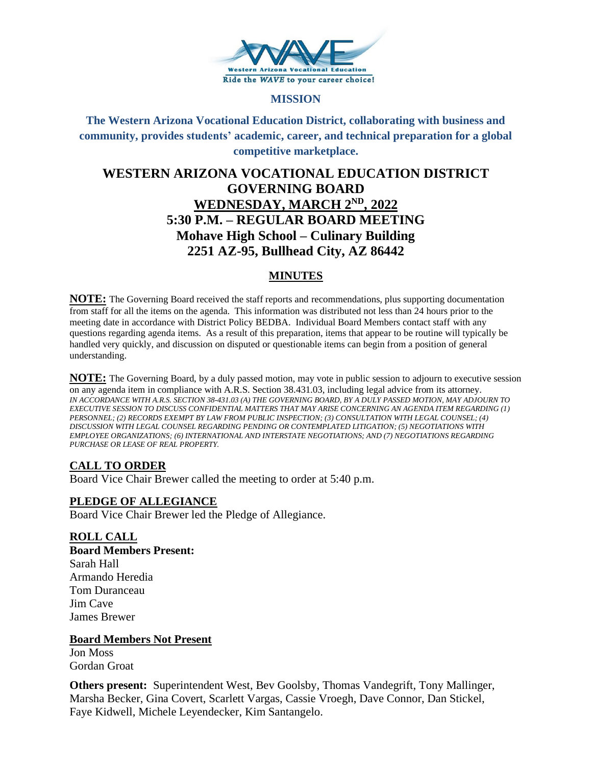Western Arizona Vocational Education
Ride the *WAVE* to your career choice!

## MISSION

**The Western Arizona Vocational Education District, collaborating with business and community, provides students' academic, career, and technical preparation for a global competitive marketplace.**

# WESTERN ARIZONA VOCATIONAL EDUCATION DISTRICT GOVERNING BOARD

## WEDNESDAY, MARCH 2ND, 2022
## 5:30 P.M. – REGULAR BOARD MEETING
## Mohave High School – Culinary Building
## 2251 AZ-95, Bullhead City, AZ 86442

## MINUTES

**NOTE:** The Governing Board received the staff reports and recommendations, plus supporting documentation from staff for all the items on the agenda. This information was distributed not less than 24 hours prior to the meeting date in accordance with District Policy BEDBA. Individual Board Members contact staff with any questions regarding agenda items. As a result of this preparation, items that appear to be routine will typically be handled very quickly, and discussion on disputed or questionable items can begin from a position of general understanding.

**NOTE:** The Governing Board, by a duly passed motion, may vote in public session to adjourn to executive session on any agenda item in compliance with A.R.S. Section 38.431.03, including legal advice from its attorney. *IN ACCORDANCE WITH A.R.S. SECTION 38-431.03 (A) THE GOVERNING BOARD, BY A DULY PASSED MOTION, MAY ADJOURN TO EXECUTIVE SESSION TO DISCUSS CONFIDENTIAL MATTERS THAT MAY ARISE CONCERNING AN AGENDA ITEM REGARDING (1) PERSONNEL; (2) RECORDS EXEMPT BY LAW FROM PUBLIC INSPECTION; (3) CONSULTATION WITH LEGAL COUNSEL; (4) DISCUSSION WITH LEGAL COUNSEL REGARDING PENDING OR CONTEMPLATED LITIGATION; (5) NEGOTIATIONS WITH EMPLOYEE ORGANIZATIONS; (6) INTERNATIONAL AND INTERSTATE NEGOTIATIONS; AND (7) NEGOTIATIONS REGARDING PURCHASE OR LEASE OF REAL PROPERTY.*

### CALL TO ORDER

Board Vice Chair Brewer called the meeting to order at 5:40 p.m.

### PLEDGE OF ALLEGIANCE

Board Vice Chair Brewer led the Pledge of Allegiance.

### ROLL CALL

**Board Members Present:**
Sarah Hall
Armando Heredia
Tom Duranceau
Jim Cave
James Brewer

**Board Members Not Present**
Jon Moss
Gordan Groat

**Others present:** Superintendent West, Bev Goolsby, Thomas Vandegrift, Tony Mallinger, Marsha Becker, Gina Covert, Scarlett Vargas, Cassie Vroegh, Dave Connor, Dan Stickel, Faye Kidwell, Michele Leyendecker, Kim Santangelo.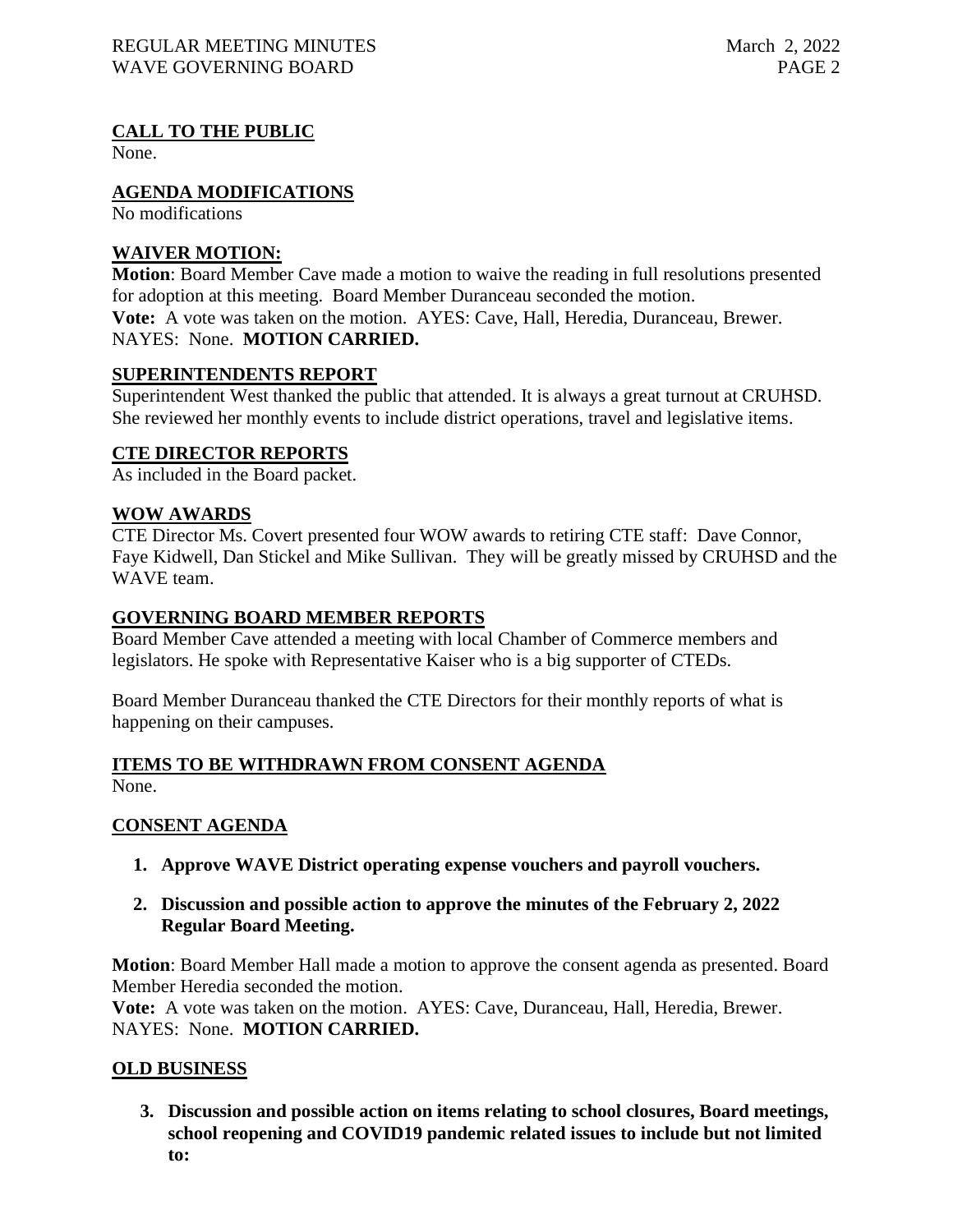## CALL TO THE PUBLIC

None.

## AGENDA MODIFICATIONS

No modifications

## WAIVER MOTION:

**Motion**: Board Member Cave made a motion to waive the reading in full resolutions presented for adoption at this meeting. Board Member Duranceau seconded the motion.
**Vote:** A vote was taken on the motion. AYES: Cave, Hall, Heredia, Duranceau, Brewer. NAYES: None. **MOTION CARRIED.**

## SUPERINTENDENTS REPORT

Superintendent West thanked the public that attended. It is always a great turnout at CRUHSD. She reviewed her monthly events to include district operations, travel and legislative items.

## CTE DIRECTOR REPORTS

As included in the Board packet.

## WOW AWARDS

CTE Director Ms. Covert presented four WOW awards to retiring CTE staff: Dave Connor, Faye Kidwell, Dan Stickel and Mike Sullivan. They will be greatly missed by CRUHSD and the WAVE team.

## GOVERNING BOARD MEMBER REPORTS

Board Member Cave attended a meeting with local Chamber of Commerce members and legislators. He spoke with Representative Kaiser who is a big supporter of CTEDs.

Board Member Duranceau thanked the CTE Directors for their monthly reports of what is happening on their campuses.

## ITEMS TO BE WITHDRAWN FROM CONSENT AGENDA

None.

## CONSENT AGENDA

1. **Approve WAVE District operating expense vouchers and payroll vouchers.**

2. **Discussion and possible action to approve the minutes of the February 2, 2022 Regular Board Meeting.**

**Motion**: Board Member Hall made a motion to approve the consent agenda as presented. Board Member Heredia seconded the motion.
**Vote:** A vote was taken on the motion. AYES: Cave, Duranceau, Hall, Heredia, Brewer. NAYES: None. **MOTION CARRIED.**

## OLD BUSINESS

3. **Discussion and possible action on items relating to school closures, Board meetings, school reopening and COVID19 pandemic related issues to include but not limited to:**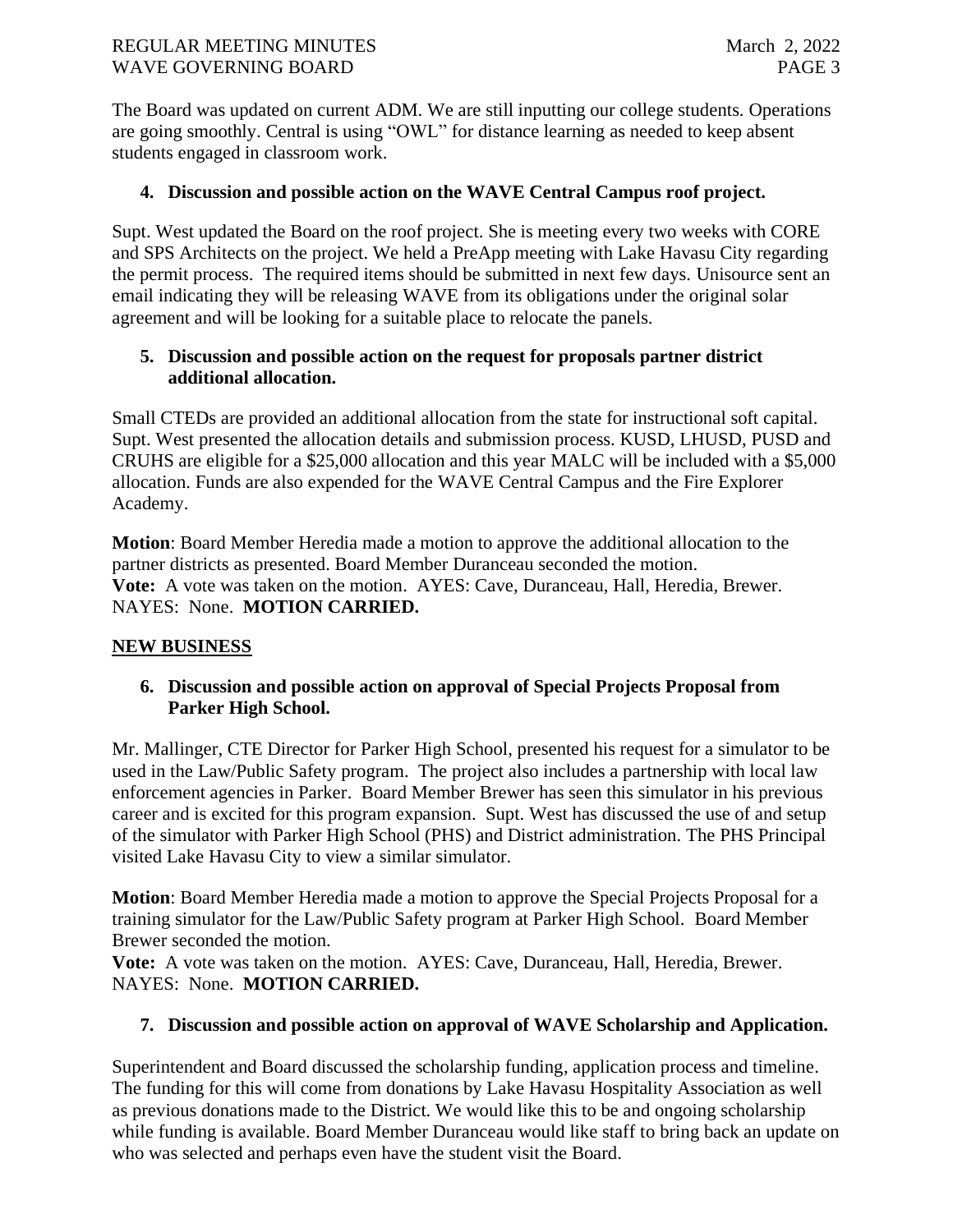The Board was updated on current ADM. We are still inputting our college students. Operations are going smoothly. Central is using "OWL" for distance learning as needed to keep absent students engaged in classroom work.

**4. Discussion and possible action on the WAVE Central Campus roof project.**

Supt. West updated the Board on the roof project. She is meeting every two weeks with CORE and SPS Architects on the project. We held a PreApp meeting with Lake Havasu City regarding the permit process. The required items should be submitted in next few days. Unisource sent an email indicating they will be releasing WAVE from its obligations under the original solar agreement and will be looking for a suitable place to relocate the panels.

**5. Discussion and possible action on the request for proposals partner district additional allocation.**

Small CTEDs are provided an additional allocation from the state for instructional soft capital. Supt. West presented the allocation details and submission process. KUSD, LHUSD, PUSD and CRUHS are eligible for a $25,000 allocation and this year MALC will be included with a $5,000 allocation. Funds are also expended for the WAVE Central Campus and the Fire Explorer Academy.

**Motion**: Board Member Heredia made a motion to approve the additional allocation to the partner districts as presented. Board Member Duranceau seconded the motion.
**Vote:** A vote was taken on the motion. AYES: Cave, Duranceau, Hall, Heredia, Brewer. NAYES: None. **MOTION CARRIED.**

## NEW BUSINESS

**6. Discussion and possible action on approval of Special Projects Proposal from Parker High School.**

Mr. Mallinger, CTE Director for Parker High School, presented his request for a simulator to be used in the Law/Public Safety program. The project also includes a partnership with local law enforcement agencies in Parker. Board Member Brewer has seen this simulator in his previous career and is excited for this program expansion. Supt. West has discussed the use of and setup of the simulator with Parker High School (PHS) and District administration. The PHS Principal visited Lake Havasu City to view a similar simulator.

**Motion**: Board Member Heredia made a motion to approve the Special Projects Proposal for a training simulator for the Law/Public Safety program at Parker High School. Board Member Brewer seconded the motion.
**Vote:** A vote was taken on the motion. AYES: Cave, Duranceau, Hall, Heredia, Brewer. NAYES: None. **MOTION CARRIED.**

**7. Discussion and possible action on approval of WAVE Scholarship and Application.**

Superintendent and Board discussed the scholarship funding, application process and timeline. The funding for this will come from donations by Lake Havasu Hospitality Association as well as previous donations made to the District. We would like this to be and ongoing scholarship while funding is available. Board Member Duranceau would like staff to bring back an update on who was selected and perhaps even have the student visit the Board.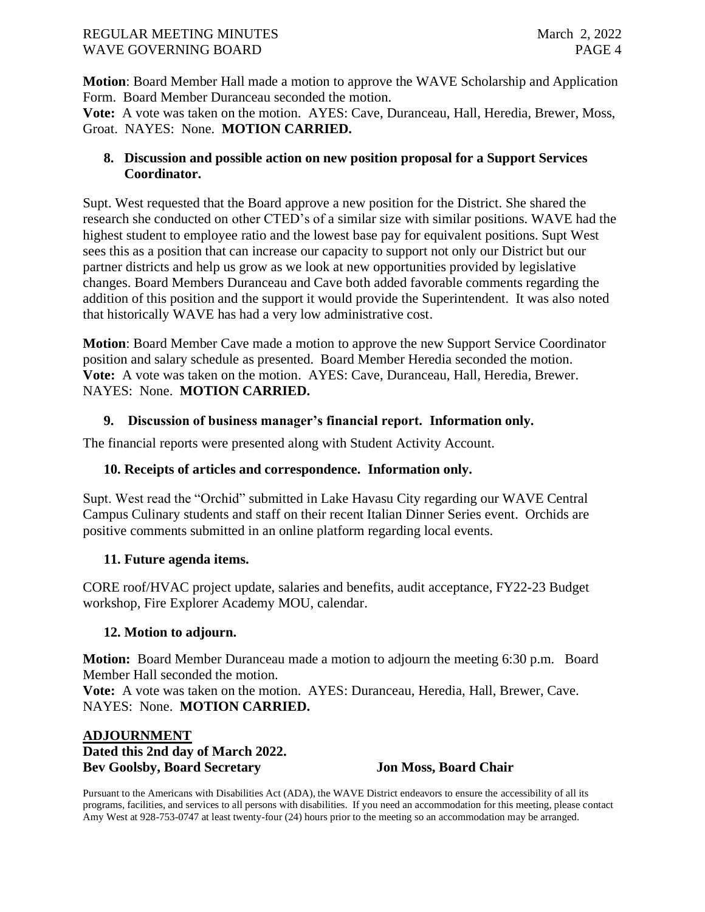**Motion**: Board Member Hall made a motion to approve the WAVE Scholarship and Application Form. Board Member Duranceau seconded the motion.
**Vote:** A vote was taken on the motion. AYES: Cave, Duranceau, Hall, Heredia, Brewer, Moss, Groat. NAYES: None. **MOTION CARRIED.**

### 8. Discussion and possible action on new position proposal for a Support Services Coordinator.

Supt. West requested that the Board approve a new position for the District. She shared the research she conducted on other CTED's of a similar size with similar positions. WAVE had the highest student to employee ratio and the lowest base pay for equivalent positions. Supt West sees this as a position that can increase our capacity to support not only our District but our partner districts and help us grow as we look at new opportunities provided by legislative changes. Board Members Duranceau and Cave both added favorable comments regarding the addition of this position and the support it would provide the Superintendent. It was also noted that historically WAVE has had a very low administrative cost.

**Motion**: Board Member Cave made a motion to approve the new Support Service Coordinator position and salary schedule as presented. Board Member Heredia seconded the motion.
**Vote:** A vote was taken on the motion. AYES: Cave, Duranceau, Hall, Heredia, Brewer. NAYES: None. **MOTION CARRIED.**

### 9. Discussion of business manager's financial report. Information only.

The financial reports were presented along with Student Activity Account.

### 10. Receipts of articles and correspondence. Information only.

Supt. West read the "Orchid" submitted in Lake Havasu City regarding our WAVE Central Campus Culinary students and staff on their recent Italian Dinner Series event. Orchids are positive comments submitted in an online platform regarding local events.

### 11. Future agenda items.

CORE roof/HVAC project update, salaries and benefits, audit acceptance, FY22-23 Budget workshop, Fire Explorer Academy MOU, calendar.

### 12. Motion to adjourn.

**Motion:** Board Member Duranceau made a motion to adjourn the meeting 6:30 p.m. Board Member Hall seconded the motion.
**Vote:** A vote was taken on the motion. AYES: Duranceau, Heredia, Hall, Brewer, Cave. NAYES: None. **MOTION CARRIED.**

**ADJOURNMENT**
**Dated this 2nd day of March 2022.**
**Bev Goolsby, Board Secretary** **Jon Moss, Board Chair**

Pursuant to the Americans with Disabilities Act (ADA), the WAVE District endeavors to ensure the accessibility of all its programs, facilities, and services to all persons with disabilities. If you need an accommodation for this meeting, please contact Amy West at 928-753-0747 at least twenty-four (24) hours prior to the meeting so an accommodation may be arranged.